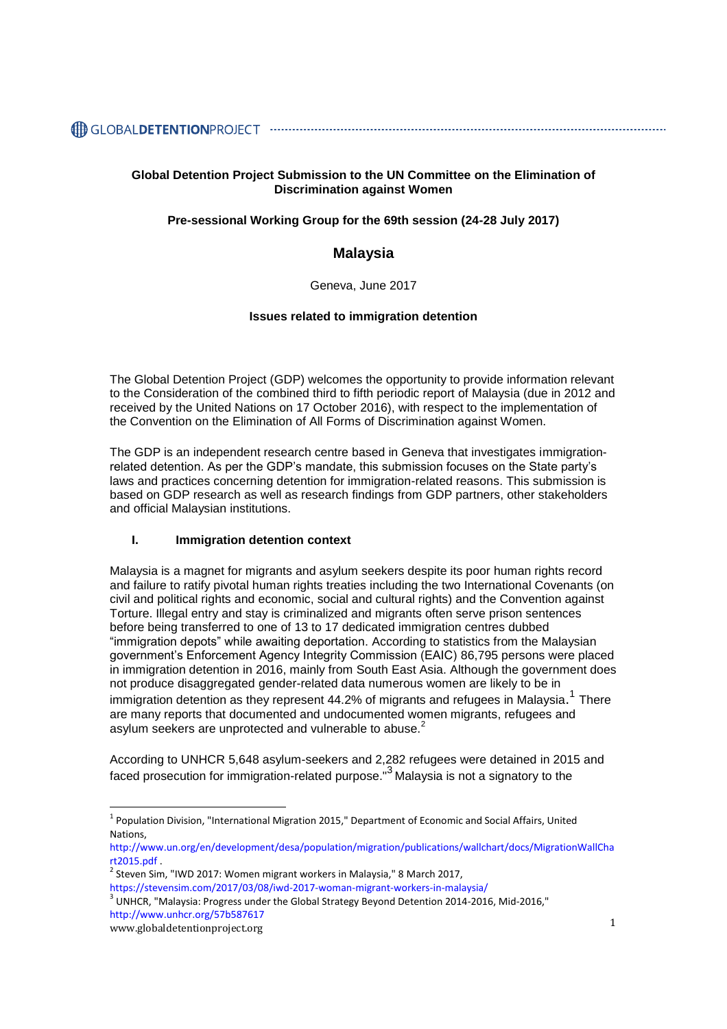**Global Detention Project Submission to the UN Committee on the Elimination of Discrimination against Women**

**Pre-sessional Working Group for the 69th session (24-28 July 2017)**

## Malaysia

Geneva, June 2017

**Issues related to immigration detention**

The Global Detention Project (GDP) welcomes the opportunity to provide information relevant to the Consideration of the combined third to fifth periodic report of Malaysia (due in 2012 and received by the United Nations on 17 October 2016), with respect to the implementation of the Convention on the Elimination of All Forms of Discrimination against Women.

The GDP is an independent research centre based in Geneva that investigates immigration-related detention. As per the GDP's mandate, this submission focuses on the State party's laws and practices concerning detention for immigration-related reasons. This submission is based on GDP research as well as research findings from GDP partners, other stakeholders and official Malaysian institutions.

### I. Immigration detention context

Malaysia is a magnet for migrants and asylum seekers despite its poor human rights record and failure to ratify pivotal human rights treaties including the two International Covenants (on civil and political rights and economic, social and cultural rights) and the Convention against Torture. Illegal entry and stay is criminalized and migrants often serve prison sentences before being transferred to one of 13 to 17 dedicated immigration centres dubbed "immigration depots" while awaiting deportation. According to statistics from the Malaysian government's Enforcement Agency Integrity Commission (EAIC) 86,795 persons were placed in immigration detention in 2016, mainly from South East Asia. Although the government does not produce disaggregated gender-related data numerous women are likely to be in immigration detention as they represent 44.2% of migrants and refugees in Malaysia.[1] There are many reports that documented and undocumented women migrants, refugees and asylum seekers are unprotected and vulnerable to abuse.[2]

According to UNHCR 5,648 asylum-seekers and 2,282 refugees were detained in 2015 and faced prosecution for immigration-related purpose."[3] Malaysia is not a signatory to the

---

[1] Population Division, "International Migration 2015," Department of Economic and Social Affairs, United Nations, http://www.un.org/en/development/desa/population/migration/publications/wallchart/docs/MigrationWallChart2015.pdf .

[2] Steven Sim, "IWD 2017: Women migrant workers in Malaysia," 8 March 2017, https://stevensim.com/2017/03/08/iwd-2017-woman-migrant-workers-in-malaysia/

[3] UNHCR, "Malaysia: Progress under the Global Strategy Beyond Detention 2014-2016, Mid-2016," http://www.unhcr.org/57b587617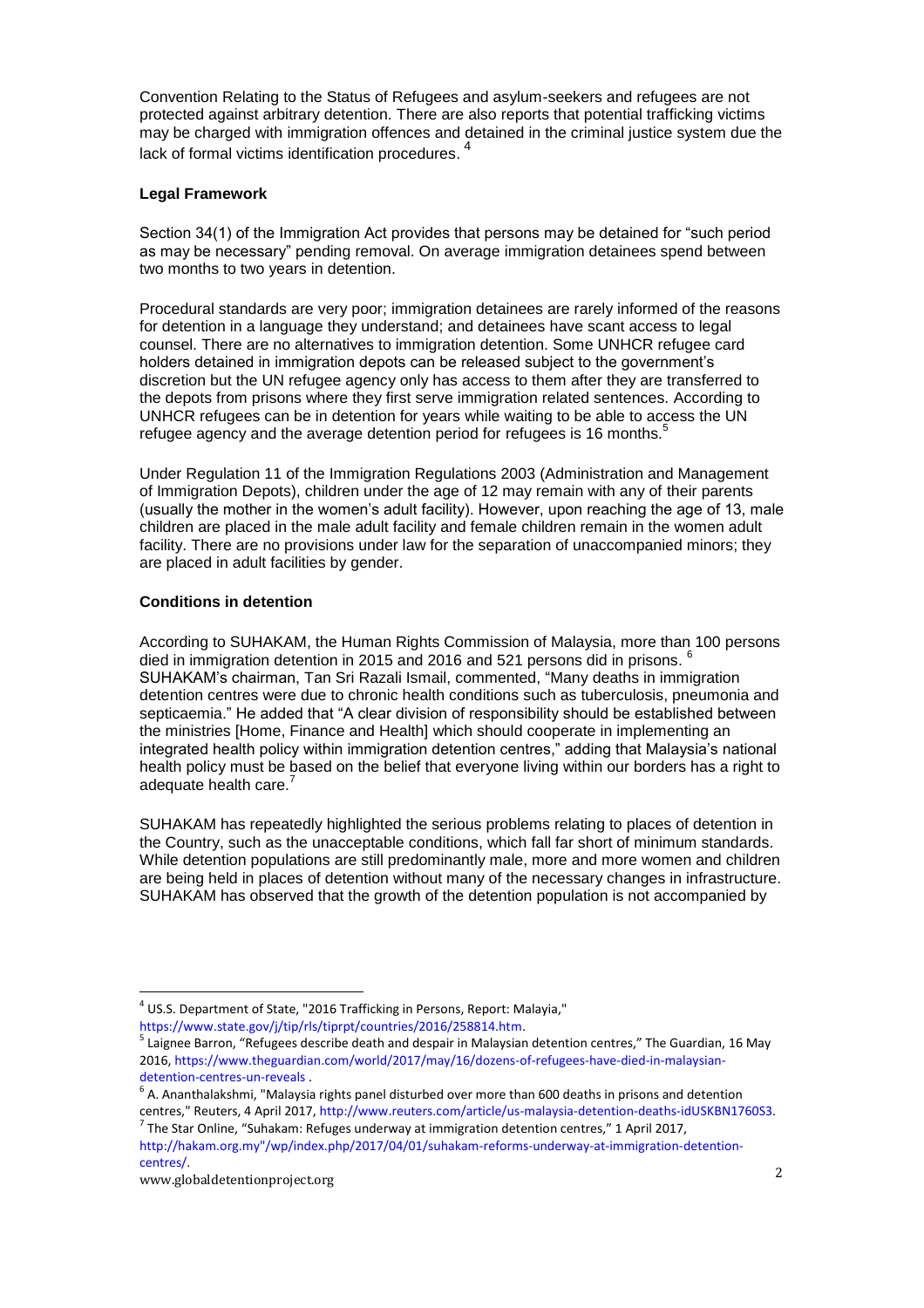Convention Relating to the Status of Refugees and asylum-seekers and refugees are not protected against arbitrary detention. There are also reports that potential trafficking victims may be charged with immigration offences and detained in the criminal justice system due the lack of formal victims identification procedures. [4]

**Legal Framework**

Section 34(1) of the Immigration Act provides that persons may be detained for "such period as may be necessary" pending removal. On average immigration detainees spend between two months to two years in detention.

Procedural standards are very poor; immigration detainees are rarely informed of the reasons for detention in a language they understand; and detainees have scant access to legal counsel. There are no alternatives to immigration detention. Some UNHCR refugee card holders detained in immigration depots can be released subject to the government's discretion but the UN refugee agency only has access to them after they are transferred to the depots from prisons where they first serve immigration related sentences. According to UNHCR refugees can be in detention for years while waiting to be able to access the UN refugee agency and the average detention period for refugees is 16 months.[5]

Under Regulation 11 of the Immigration Regulations 2003 (Administration and Management of Immigration Depots), children under the age of 12 may remain with any of their parents (usually the mother in the women's adult facility). However, upon reaching the age of 13, male children are placed in the male adult facility and female children remain in the women adult facility. There are no provisions under law for the separation of unaccompanied minors; they are placed in adult facilities by gender.

**Conditions in detention**

According to SUHAKAM, the Human Rights Commission of Malaysia, more than 100 persons died in immigration detention in 2015 and 2016 and 521 persons did in prisons. [6] SUHAKAM's chairman, Tan Sri Razali Ismail, commented, "Many deaths in immigration detention centres were due to chronic health conditions such as tuberculosis, pneumonia and septicaemia." He added that "A clear division of responsibility should be established between the ministries [Home, Finance and Health] which should cooperate in implementing an integrated health policy within immigration detention centres," adding that Malaysia's national health policy must be based on the belief that everyone living within our borders has a right to adequate health care.[7]

SUHAKAM has repeatedly highlighted the serious problems relating to places of detention in the Country, such as the unacceptable conditions, which fall far short of minimum standards. While detention populations are still predominantly male, more and more women and children are being held in places of detention without many of the necessary changes in infrastructure. SUHAKAM has observed that the growth of the detention population is not accompanied by

---

[4] US.S. Department of State, "2016 Trafficking in Persons, Report: Malayia," https://www.state.gov/j/tip/rls/tiprpt/countries/2016/258814.htm.

[5] Laignee Barron, "Refugees describe death and despair in Malaysian detention centres," The Guardian, 16 May 2016, https://www.theguardian.com/world/2017/may/16/dozens-of-refugees-have-died-in-malaysian-detention-centres-un-reveals .

[6] A. Ananthalakshmi, "Malaysia rights panel disturbed over more than 600 deaths in prisons and detention centres," Reuters, 4 April 2017, http://www.reuters.com/article/us-malaysia-detention-deaths-idUSKBN1760S3.

[7] The Star Online, "Suhakam: Refuges underway at immigration detention centres," 1 April 2017, http://hakam.org.my"/wp/index.php/2017/04/01/suhakam-reforms-underway-at-immigration-detention-centres/.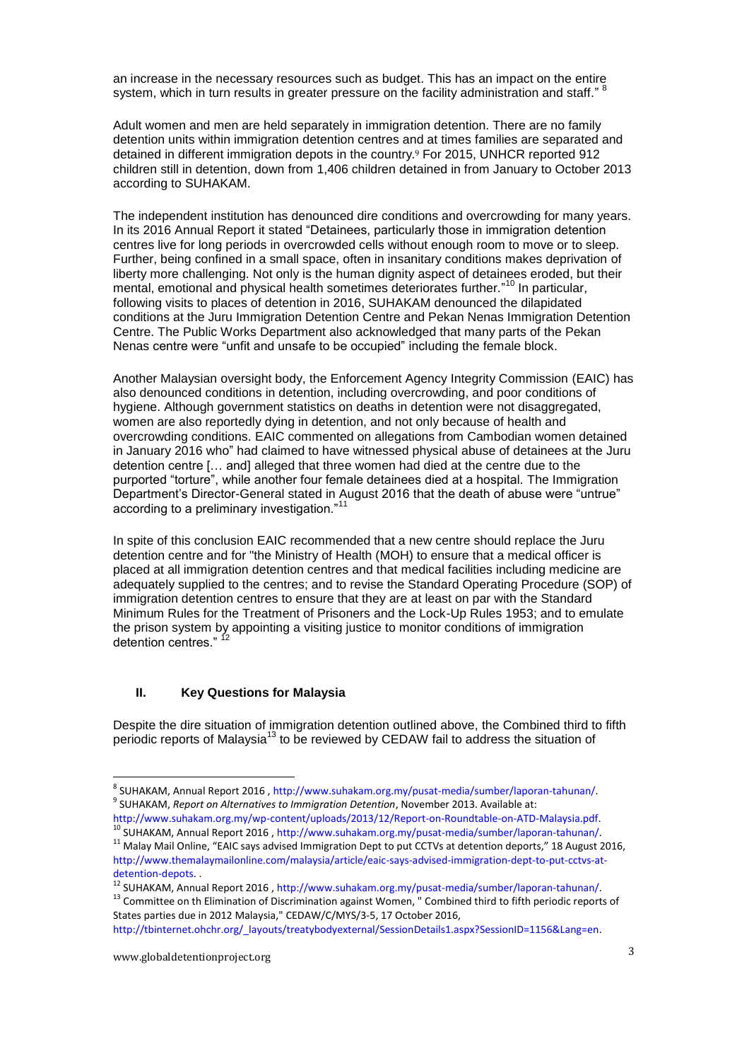an increase in the necessary resources such as budget. This has an impact on the entire system, which in turn results in greater pressure on the facility administration and staff." [8]

Adult women and men are held separately in immigration detention. There are no family detention units within immigration detention centres and at times families are separated and detained in different immigration depots in the country.[9] For 2015, UNHCR reported 912 children still in detention, down from 1,406 children detained in from January to October 2013 according to SUHAKAM.

The independent institution has denounced dire conditions and overcrowding for many years. In its 2016 Annual Report it stated "Detainees, particularly those in immigration detention centres live for long periods in overcrowded cells without enough room to move or to sleep. Further, being confined in a small space, often in insanitary conditions makes deprivation of liberty more challenging. Not only is the human dignity aspect of detainees eroded, but their mental, emotional and physical health sometimes deteriorates further."[10] In particular, following visits to places of detention in 2016, SUHAKAM denounced the dilapidated conditions at the Juru Immigration Detention Centre and Pekan Nenas Immigration Detention Centre. The Public Works Department also acknowledged that many parts of the Pekan Nenas centre were "unfit and unsafe to be occupied" including the female block.

Another Malaysian oversight body, the Enforcement Agency Integrity Commission (EAIC) has also denounced conditions in detention, including overcrowding, and poor conditions of hygiene. Although government statistics on deaths in detention were not disaggregated, women are also reportedly dying in detention, and not only because of health and overcrowding conditions. EAIC commented on allegations from Cambodian women detained in January 2016 who" had claimed to have witnessed physical abuse of detainees at the Juru detention centre [… and] alleged that three women had died at the centre due to the purported "torture", while another four female detainees died at a hospital. The Immigration Department's Director-General stated in August 2016 that the death of abuse were "untrue" according to a preliminary investigation."[11]

In spite of this conclusion EAIC recommended that a new centre should replace the Juru detention centre and for "the Ministry of Health (MOH) to ensure that a medical officer is placed at all immigration detention centres and that medical facilities including medicine are adequately supplied to the centres; and to revise the Standard Operating Procedure (SOP) of immigration detention centres to ensure that they are at least on par with the Standard Minimum Rules for the Treatment of Prisoners and the Lock-Up Rules 1953; and to emulate the prison system by appointing a visiting justice to monitor conditions of immigration detention centres." [12]

## II. Key Questions for Malaysia

Despite the dire situation of immigration detention outlined above, the Combined third to fifth periodic reports of Malaysia[13] to be reviewed by CEDAW fail to address the situation of

---

[8] SUHAKAM, Annual Report 2016 , http://www.suhakam.org.my/pusat-media/sumber/laporan-tahunan/.

[9] SUHAKAM, *Report on Alternatives to Immigration Detention*, November 2013. Available at: http://www.suhakam.org.my/wp-content/uploads/2013/12/Report-on-Roundtable-on-ATD-Malaysia.pdf.

[10] SUHAKAM, Annual Report 2016 , http://www.suhakam.org.my/pusat-media/sumber/laporan-tahunan/.

[11] Malay Mail Online, "EAIC says advised Immigration Dept to put CCTVs at detention deports," 18 August 2016, http://www.themalaymailonline.com/malaysia/article/eaic-says-advised-immigration-dept-to-put-cctvs-at-detention-depots. .

[12] SUHAKAM, Annual Report 2016 , http://www.suhakam.org.my/pusat-media/sumber/laporan-tahunan/.

[13] Committee on th Elimination of Discrimination against Women, " Combined third to fifth periodic reports of States parties due in 2012 Malaysia," CEDAW/C/MYS/3-5, 17 October 2016, http://tbinternet.ohchr.org/_layouts/treatybodyexternal/SessionDetails1.aspx?SessionID=1156&Lang=en.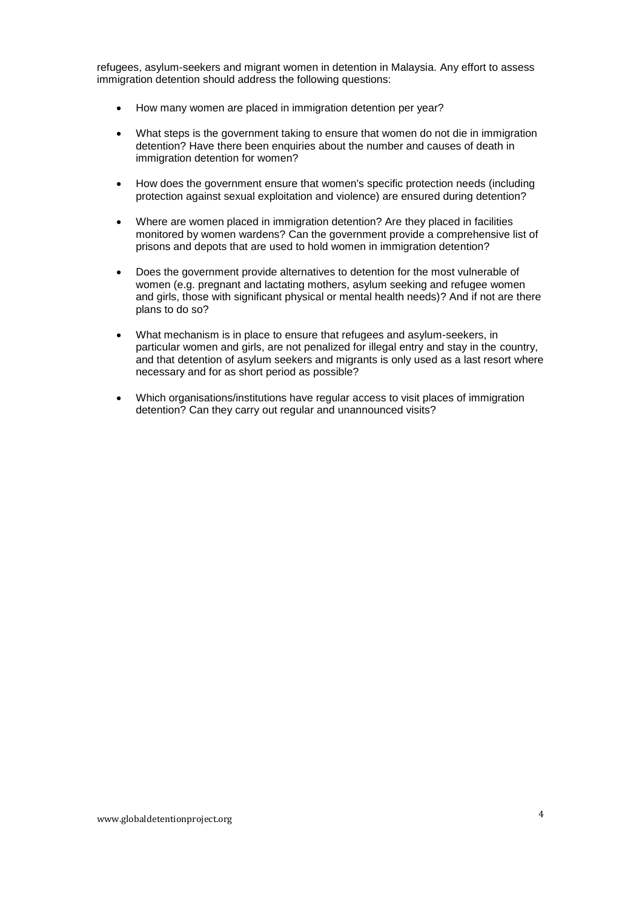refugees, asylum-seekers and migrant women in detention in Malaysia. Any effort to assess immigration detention should address the following questions:

- How many women are placed in immigration detention per year?
- What steps is the government taking to ensure that women do not die in immigration detention? Have there been enquiries about the number and causes of death in immigration detention for women?
- How does the government ensure that women's specific protection needs (including protection against sexual exploitation and violence) are ensured during detention?
- Where are women placed in immigration detention? Are they placed in facilities monitored by women wardens? Can the government provide a comprehensive list of prisons and depots that are used to hold women in immigration detention?
- Does the government provide alternatives to detention for the most vulnerable of women (e.g. pregnant and lactating mothers, asylum seeking and refugee women and girls, those with significant physical or mental health needs)? And if not are there plans to do so?
- What mechanism is in place to ensure that refugees and asylum-seekers, in particular women and girls, are not penalized for illegal entry and stay in the country, and that detention of asylum seekers and migrants is only used as a last resort where necessary and for as short period as possible?
- Which organisations/institutions have regular access to visit places of immigration detention? Can they carry out regular and unannounced visits?